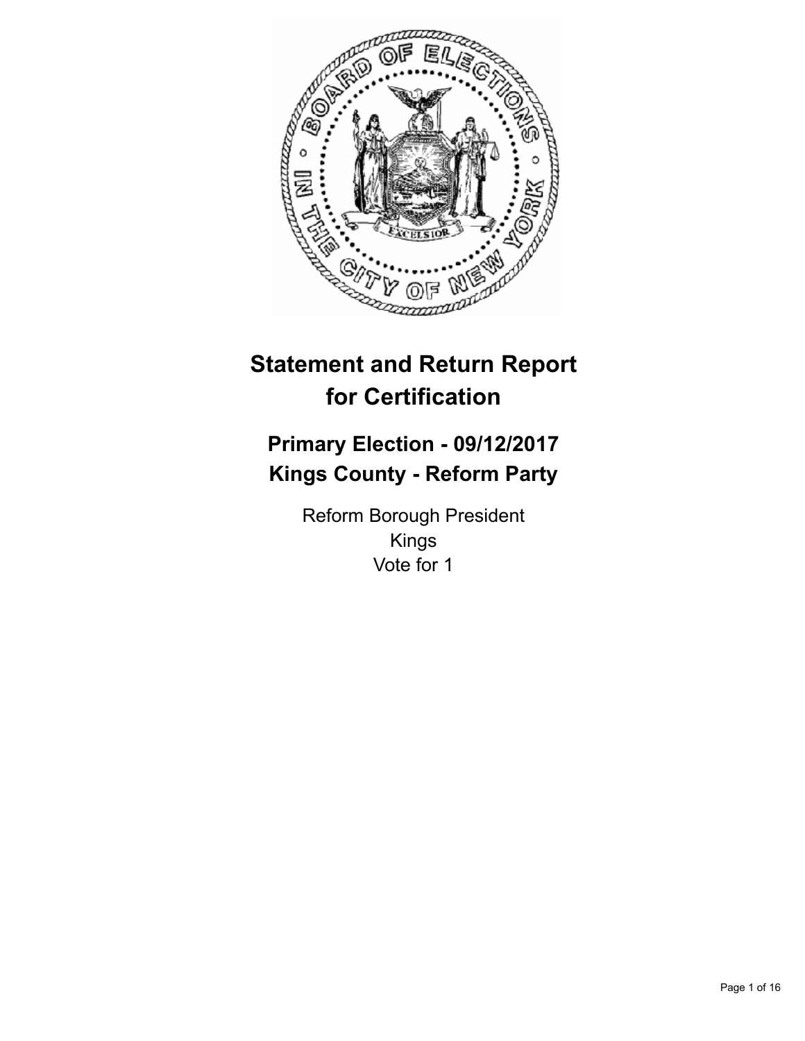# Statement and Return Report for Certification

## Primary Election - 09/12/2017
## Kings County - Reform Party

Reform Borough President
Kings
Vote for 1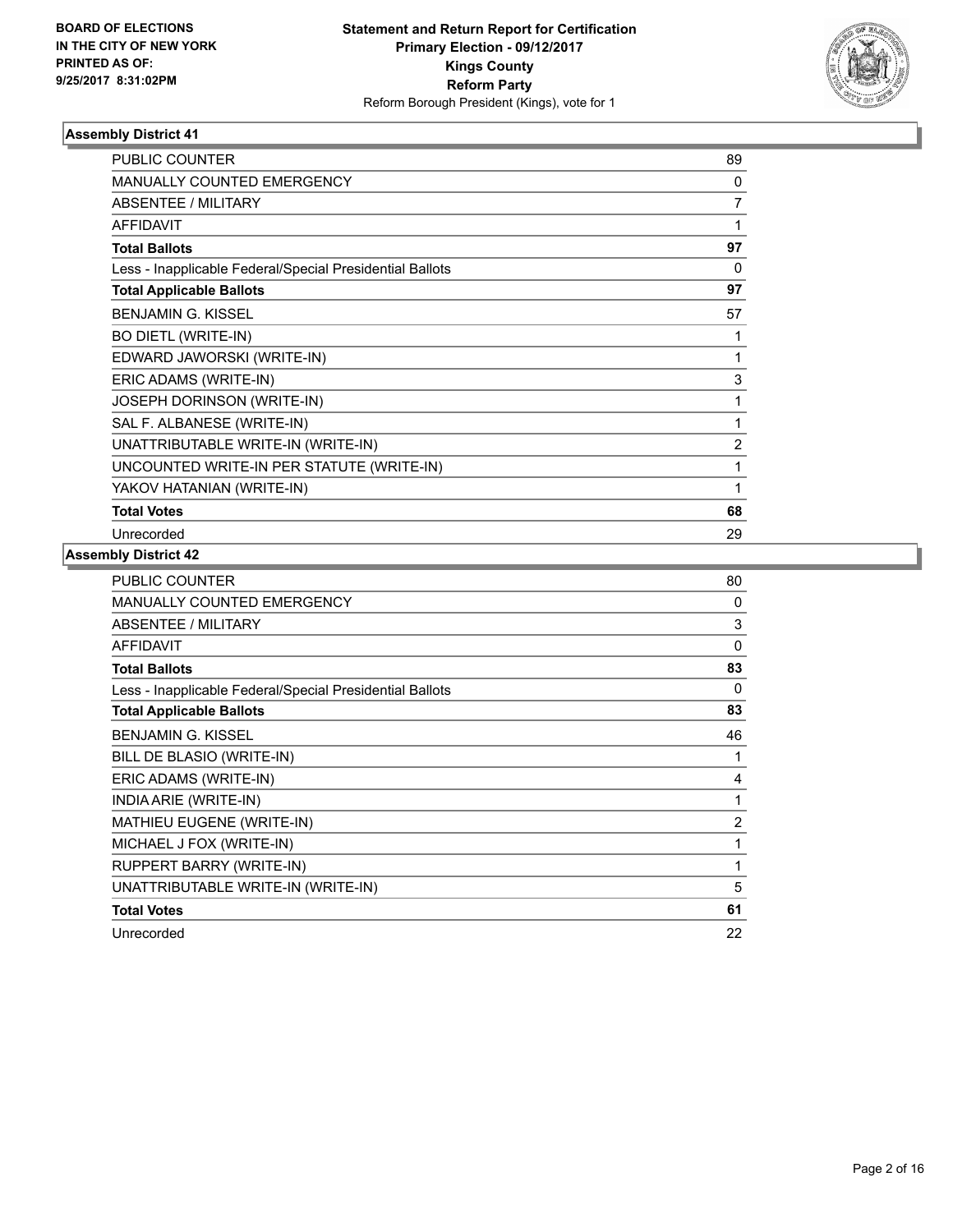BOARD OF ELECTIONS
IN THE CITY OF NEW YORK
PRINTED AS OF:
9/25/2017 8:31:02PM

**Statement and Return Report for Certification**
**Primary Election - 09/12/2017**
**Kings County**
**Reform Party**
Reform Borough President (Kings), vote for 1

### Assembly District 41

| | |
|---|---|
| PUBLIC COUNTER | 89 |
| MANUALLY COUNTED EMERGENCY | 0 |
| ABSENTEE / MILITARY | 7 |
| AFFIDAVIT | 1 |
| **Total Ballots** | **97** |
| Less - Inapplicable Federal/Special Presidential Ballots | 0 |
| **Total Applicable Ballots** | **97** |
| BENJAMIN G. KISSEL | 57 |
| BO DIETL (WRITE-IN) | 1 |
| EDWARD JAWORSKI (WRITE-IN) | 1 |
| ERIC ADAMS (WRITE-IN) | 3 |
| JOSEPH DORINSON (WRITE-IN) | 1 |
| SAL F. ALBANESE (WRITE-IN) | 1 |
| UNATTRIBUTABLE WRITE-IN (WRITE-IN) | 2 |
| UNCOUNTED WRITE-IN PER STATUTE (WRITE-IN) | 1 |
| YAKOV HATANIAN (WRITE-IN) | 1 |
| **Total Votes** | **68** |
| Unrecorded | 29 |

### Assembly District 42

| | |
|---|---|
| PUBLIC COUNTER | 80 |
| MANUALLY COUNTED EMERGENCY | 0 |
| ABSENTEE / MILITARY | 3 |
| AFFIDAVIT | 0 |
| **Total Ballots** | **83** |
| Less - Inapplicable Federal/Special Presidential Ballots | 0 |
| **Total Applicable Ballots** | **83** |
| BENJAMIN G. KISSEL | 46 |
| BILL DE BLASIO (WRITE-IN) | 1 |
| ERIC ADAMS (WRITE-IN) | 4 |
| INDIA ARIE (WRITE-IN) | 1 |
| MATHIEU EUGENE (WRITE-IN) | 2 |
| MICHAEL J FOX (WRITE-IN) | 1 |
| RUPPERT BARRY (WRITE-IN) | 1 |
| UNATTRIBUTABLE WRITE-IN (WRITE-IN) | 5 |
| **Total Votes** | **61** |
| Unrecorded | 22 |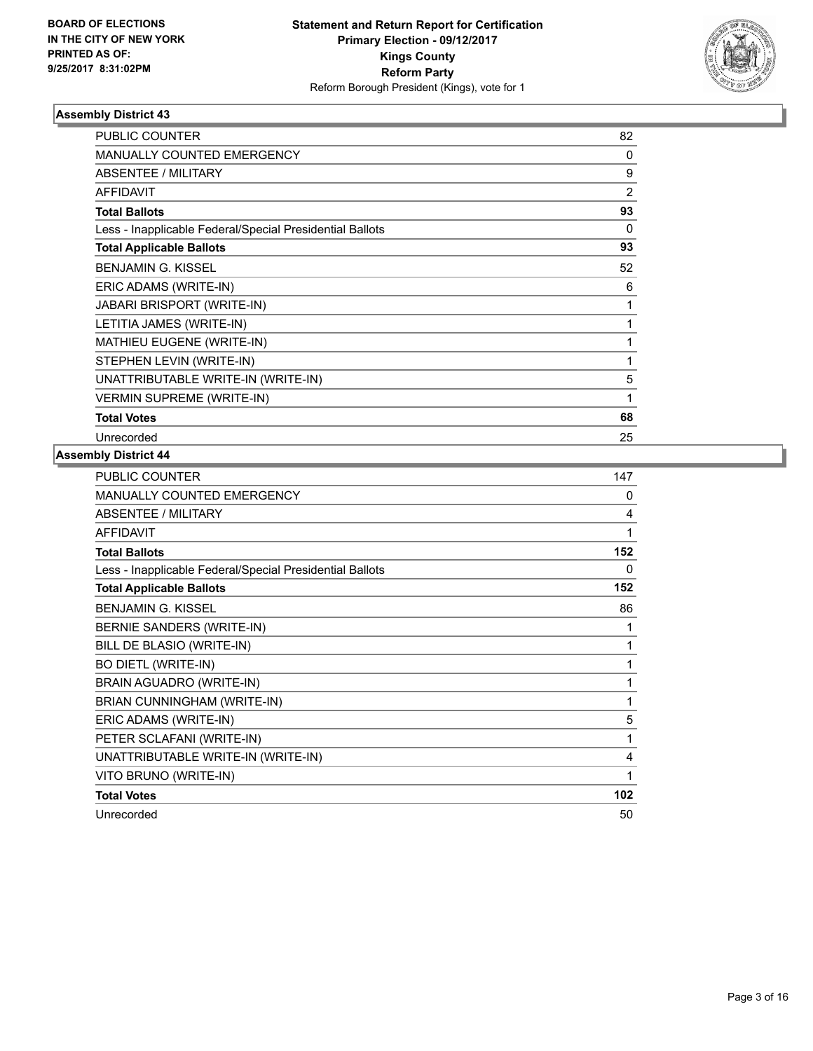BOARD OF ELECTIONS
IN THE CITY OF NEW YORK
PRINTED AS OF:
9/25/2017 8:31:02PM

**Statement and Return Report for Certification**
**Primary Election - 09/12/2017**
**Kings County**
**Reform Party**
Reform Borough President (Kings), vote for 1

### Assembly District 43

| | |
|---|---|
| PUBLIC COUNTER | 82 |
| MANUALLY COUNTED EMERGENCY | 0 |
| ABSENTEE / MILITARY | 9 |
| AFFIDAVIT | 2 |
| **Total Ballots** | **93** |
| Less - Inapplicable Federal/Special Presidential Ballots | 0 |
| **Total Applicable Ballots** | **93** |
| BENJAMIN G. KISSEL | 52 |
| ERIC ADAMS (WRITE-IN) | 6 |
| JABARI BRISPORT (WRITE-IN) | 1 |
| LETITIA JAMES (WRITE-IN) | 1 |
| MATHIEU EUGENE (WRITE-IN) | 1 |
| STEPHEN LEVIN (WRITE-IN) | 1 |
| UNATTRIBUTABLE WRITE-IN (WRITE-IN) | 5 |
| VERMIN SUPREME (WRITE-IN) | 1 |
| **Total Votes** | **68** |
| Unrecorded | 25 |

### Assembly District 44

| | |
|---|---|
| PUBLIC COUNTER | 147 |
| MANUALLY COUNTED EMERGENCY | 0 |
| ABSENTEE / MILITARY | 4 |
| AFFIDAVIT | 1 |
| **Total Ballots** | **152** |
| Less - Inapplicable Federal/Special Presidential Ballots | 0 |
| **Total Applicable Ballots** | **152** |
| BENJAMIN G. KISSEL | 86 |
| BERNIE SANDERS (WRITE-IN) | 1 |
| BILL DE BLASIO (WRITE-IN) | 1 |
| BO DIETL (WRITE-IN) | 1 |
| BRAIN AGUADRO (WRITE-IN) | 1 |
| BRIAN CUNNINGHAM (WRITE-IN) | 1 |
| ERIC ADAMS (WRITE-IN) | 5 |
| PETER SCLAFANI (WRITE-IN) | 1 |
| UNATTRIBUTABLE WRITE-IN (WRITE-IN) | 4 |
| VITO BRUNO (WRITE-IN) | 1 |
| **Total Votes** | **102** |
| Unrecorded | 50 |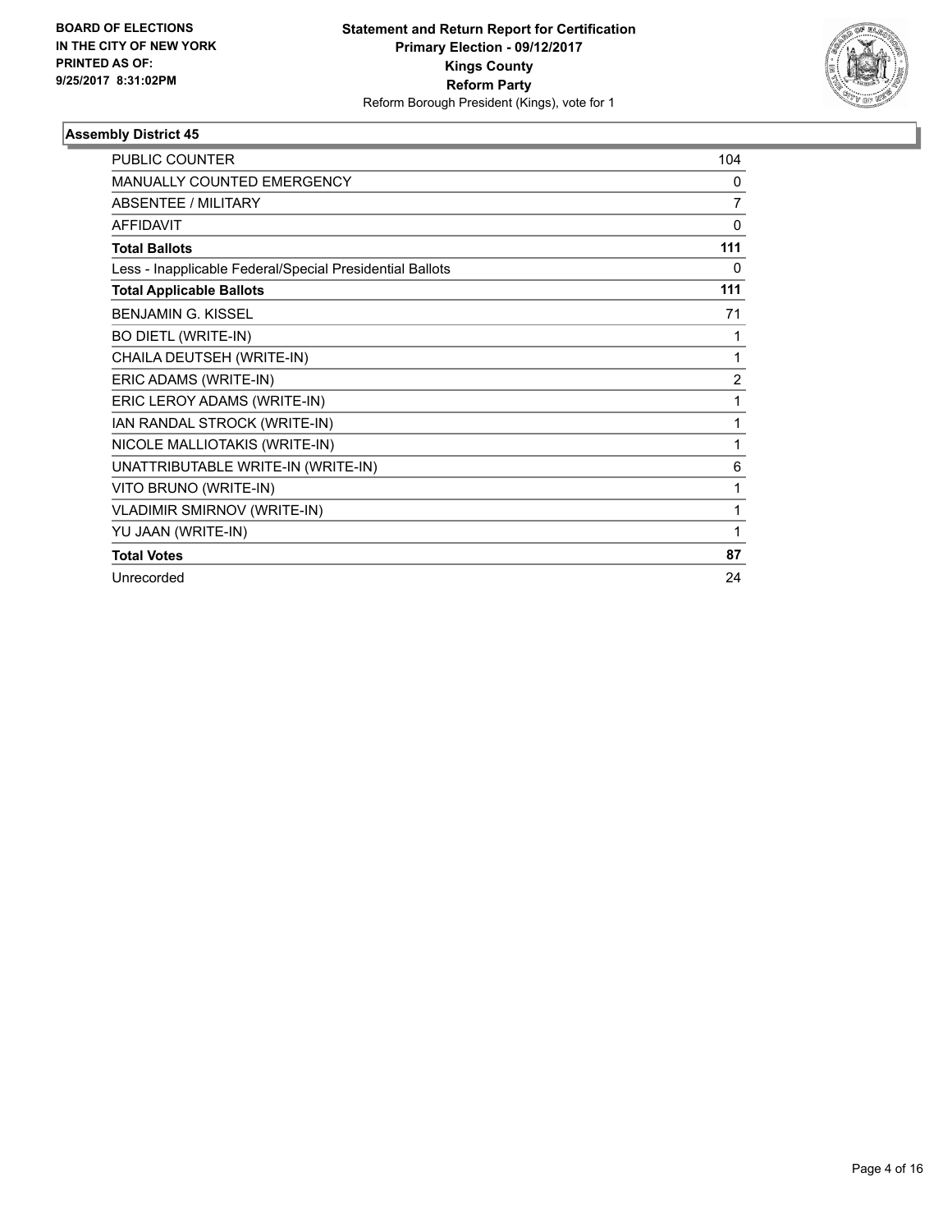BOARD OF ELECTIONS
IN THE CITY OF NEW YORK
PRINTED AS OF:
9/25/2017 8:31:02PM

**Statement and Return Report for Certification**
**Primary Election - 09/12/2017**
**Kings County**
**Reform Party**
Reform Borough President (Kings), vote for 1

### Assembly District 45

| | |
|---|---|
| PUBLIC COUNTER | 104 |
| MANUALLY COUNTED EMERGENCY | 0 |
| ABSENTEE / MILITARY | 7 |
| AFFIDAVIT | 0 |
| **Total Ballots** | **111** |
| Less - Inapplicable Federal/Special Presidential Ballots | 0 |
| **Total Applicable Ballots** | **111** |
| BENJAMIN G. KISSEL | 71 |
| BO DIETL (WRITE-IN) | 1 |
| CHAILA DEUTSEH (WRITE-IN) | 1 |
| ERIC ADAMS (WRITE-IN) | 2 |
| ERIC LEROY ADAMS (WRITE-IN) | 1 |
| IAN RANDAL STROCK (WRITE-IN) | 1 |
| NICOLE MALLIOTAKIS (WRITE-IN) | 1 |
| UNATTRIBUTABLE WRITE-IN (WRITE-IN) | 6 |
| VITO BRUNO (WRITE-IN) | 1 |
| VLADIMIR SMIRNOV (WRITE-IN) | 1 |
| YU JAAN (WRITE-IN) | 1 |
| **Total Votes** | **87** |
| Unrecorded | 24 |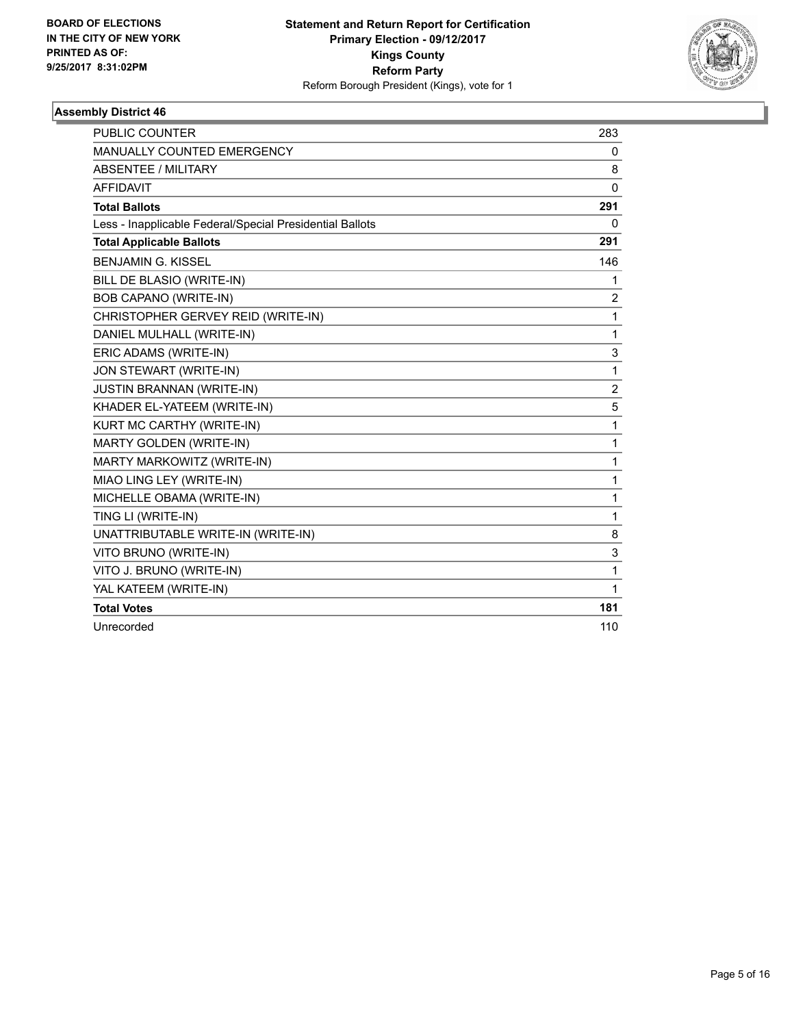BOARD OF ELECTIONS
IN THE CITY OF NEW YORK
PRINTED AS OF:
9/25/2017 8:31:02PM

**Statement and Return Report for Certification**
**Primary Election - 09/12/2017**
**Kings County**
**Reform Party**
Reform Borough President (Kings), vote for 1

### Assembly District 46

| | |
|---|---|
| PUBLIC COUNTER | 283 |
| MANUALLY COUNTED EMERGENCY | 0 |
| ABSENTEE / MILITARY | 8 |
| AFFIDAVIT | 0 |
| **Total Ballots** | **291** |
| Less - Inapplicable Federal/Special Presidential Ballots | 0 |
| **Total Applicable Ballots** | **291** |
| BENJAMIN G. KISSEL | 146 |
| BILL DE BLASIO (WRITE-IN) | 1 |
| BOB CAPANO (WRITE-IN) | 2 |
| CHRISTOPHER GERVEY REID (WRITE-IN) | 1 |
| DANIEL MULHALL (WRITE-IN) | 1 |
| ERIC ADAMS (WRITE-IN) | 3 |
| JON STEWART (WRITE-IN) | 1 |
| JUSTIN BRANNAN (WRITE-IN) | 2 |
| KHADER EL-YATEEM (WRITE-IN) | 5 |
| KURT MC CARTHY (WRITE-IN) | 1 |
| MARTY GOLDEN (WRITE-IN) | 1 |
| MARTY MARKOWITZ (WRITE-IN) | 1 |
| MIAO LING LEY (WRITE-IN) | 1 |
| MICHELLE OBAMA (WRITE-IN) | 1 |
| TING LI (WRITE-IN) | 1 |
| UNATTRIBUTABLE WRITE-IN (WRITE-IN) | 8 |
| VITO BRUNO (WRITE-IN) | 3 |
| VITO J. BRUNO (WRITE-IN) | 1 |
| YAL KATEEM (WRITE-IN) | 1 |
| **Total Votes** | **181** |
| Unrecorded | 110 |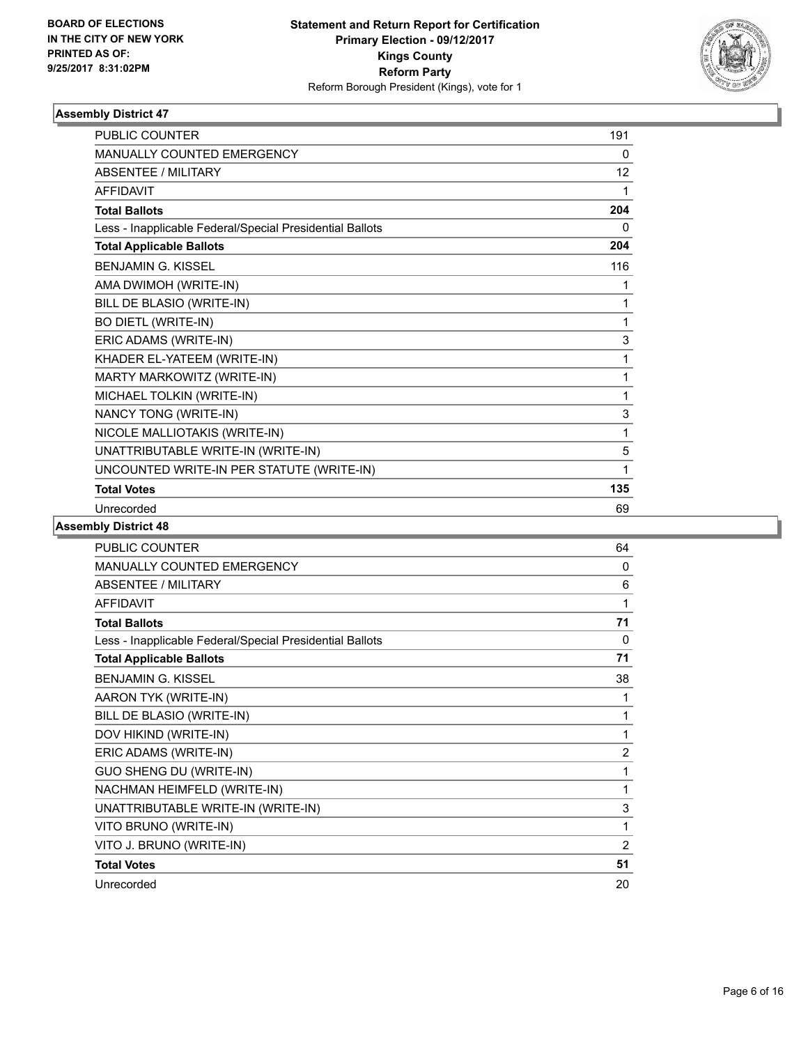BOARD OF ELECTIONS
IN THE CITY OF NEW YORK
PRINTED AS OF:
9/25/2017 8:31:02PM

**Statement and Return Report for Certification**
**Primary Election - 09/12/2017**
**Kings County**
**Reform Party**
Reform Borough President (Kings), vote for 1

## Assembly District 47

| | |
|---|---|
| PUBLIC COUNTER | 191 |
| MANUALLY COUNTED EMERGENCY | 0 |
| ABSENTEE / MILITARY | 12 |
| AFFIDAVIT | 1 |
| **Total Ballots** | **204** |
| Less - Inapplicable Federal/Special Presidential Ballots | 0 |
| **Total Applicable Ballots** | **204** |
| BENJAMIN G. KISSEL | 116 |
| AMA DWIMOH (WRITE-IN) | 1 |
| BILL DE BLASIO (WRITE-IN) | 1 |
| BO DIETL (WRITE-IN) | 1 |
| ERIC ADAMS (WRITE-IN) | 3 |
| KHADER EL-YATEEM (WRITE-IN) | 1 |
| MARTY MARKOWITZ (WRITE-IN) | 1 |
| MICHAEL TOLKIN (WRITE-IN) | 1 |
| NANCY TONG (WRITE-IN) | 3 |
| NICOLE MALLIOTAKIS (WRITE-IN) | 1 |
| UNATTRIBUTABLE WRITE-IN (WRITE-IN) | 5 |
| UNCOUNTED WRITE-IN PER STATUTE (WRITE-IN) | 1 |
| **Total Votes** | **135** |
| Unrecorded | 69 |

## Assembly District 48

| | |
|---|---|
| PUBLIC COUNTER | 64 |
| MANUALLY COUNTED EMERGENCY | 0 |
| ABSENTEE / MILITARY | 6 |
| AFFIDAVIT | 1 |
| **Total Ballots** | **71** |
| Less - Inapplicable Federal/Special Presidential Ballots | 0 |
| **Total Applicable Ballots** | **71** |
| BENJAMIN G. KISSEL | 38 |
| AARON TYK (WRITE-IN) | 1 |
| BILL DE BLASIO (WRITE-IN) | 1 |
| DOV HIKIND (WRITE-IN) | 1 |
| ERIC ADAMS (WRITE-IN) | 2 |
| GUO SHENG DU (WRITE-IN) | 1 |
| NACHMAN HEIMFELD (WRITE-IN) | 1 |
| UNATTRIBUTABLE WRITE-IN (WRITE-IN) | 3 |
| VITO BRUNO (WRITE-IN) | 1 |
| VITO J. BRUNO (WRITE-IN) | 2 |
| **Total Votes** | **51** |
| Unrecorded | 20 |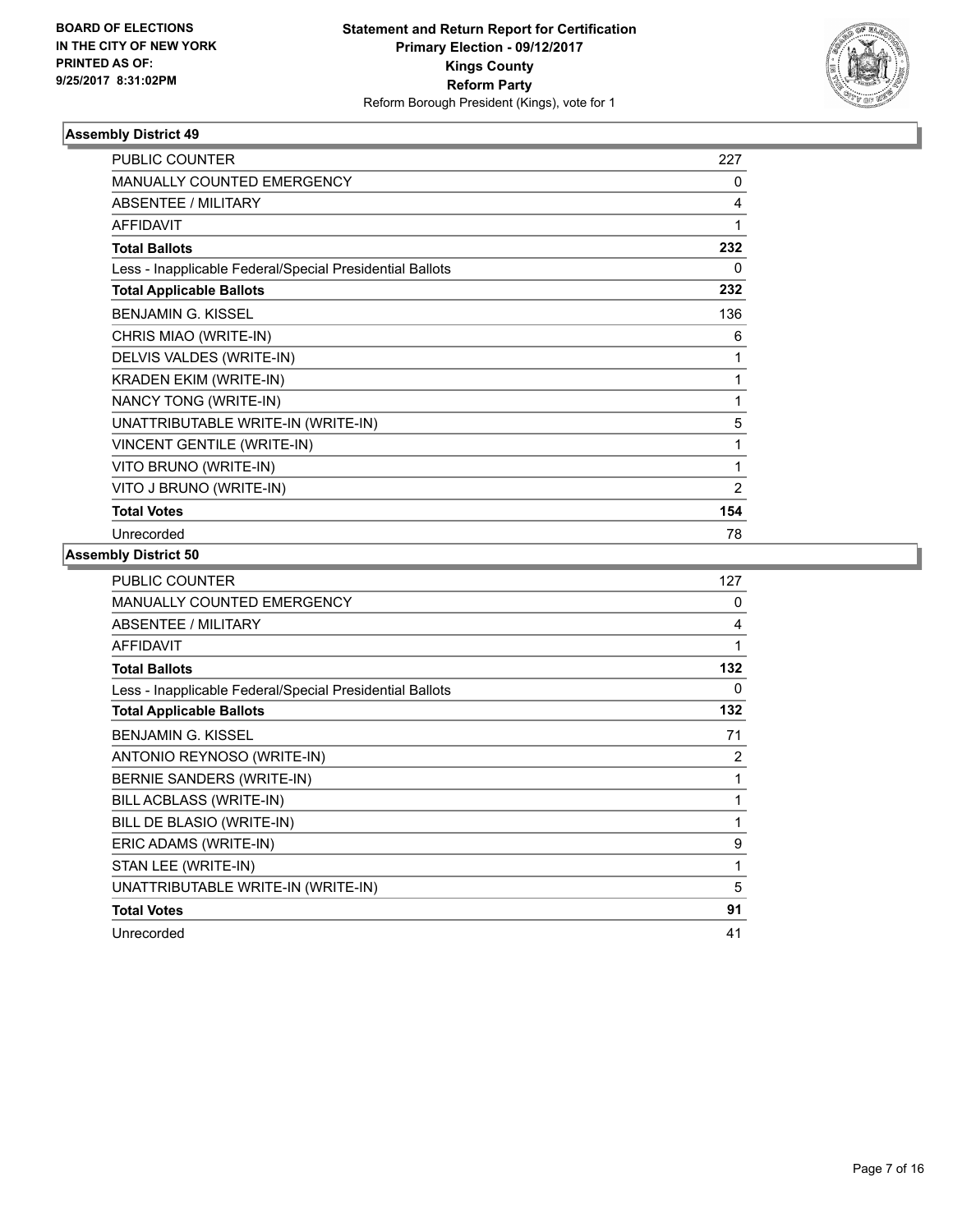**BOARD OF ELECTIONS IN THE CITY OF NEW YORK PRINTED AS OF: 9/25/2017 8:31:02PM**

**Statement and Return Report for Certification**
**Primary Election - 09/12/2017**
**Kings County**
**Reform Party**
Reform Borough President (Kings), vote for 1

### Assembly District 49

| | |
|---|---|
| PUBLIC COUNTER | 227 |
| MANUALLY COUNTED EMERGENCY | 0 |
| ABSENTEE / MILITARY | 4 |
| AFFIDAVIT | 1 |
| **Total Ballots** | **232** |
| Less - Inapplicable Federal/Special Presidential Ballots | 0 |
| **Total Applicable Ballots** | **232** |
| BENJAMIN G. KISSEL | 136 |
| CHRIS MIAO (WRITE-IN) | 6 |
| DELVIS VALDES (WRITE-IN) | 1 |
| KRADEN EKIM (WRITE-IN) | 1 |
| NANCY TONG (WRITE-IN) | 1 |
| UNATTRIBUTABLE WRITE-IN (WRITE-IN) | 5 |
| VINCENT GENTILE (WRITE-IN) | 1 |
| VITO BRUNO (WRITE-IN) | 1 |
| VITO J BRUNO (WRITE-IN) | 2 |
| **Total Votes** | **154** |
| Unrecorded | 78 |

### Assembly District 50

| | |
|---|---|
| PUBLIC COUNTER | 127 |
| MANUALLY COUNTED EMERGENCY | 0 |
| ABSENTEE / MILITARY | 4 |
| AFFIDAVIT | 1 |
| **Total Ballots** | **132** |
| Less - Inapplicable Federal/Special Presidential Ballots | 0 |
| **Total Applicable Ballots** | **132** |
| BENJAMIN G. KISSEL | 71 |
| ANTONIO REYNOSO (WRITE-IN) | 2 |
| BERNIE SANDERS (WRITE-IN) | 1 |
| BILL ACBLASS (WRITE-IN) | 1 |
| BILL DE BLASIO (WRITE-IN) | 1 |
| ERIC ADAMS (WRITE-IN) | 9 |
| STAN LEE (WRITE-IN) | 1 |
| UNATTRIBUTABLE WRITE-IN (WRITE-IN) | 5 |
| **Total Votes** | **91** |
| Unrecorded | 41 |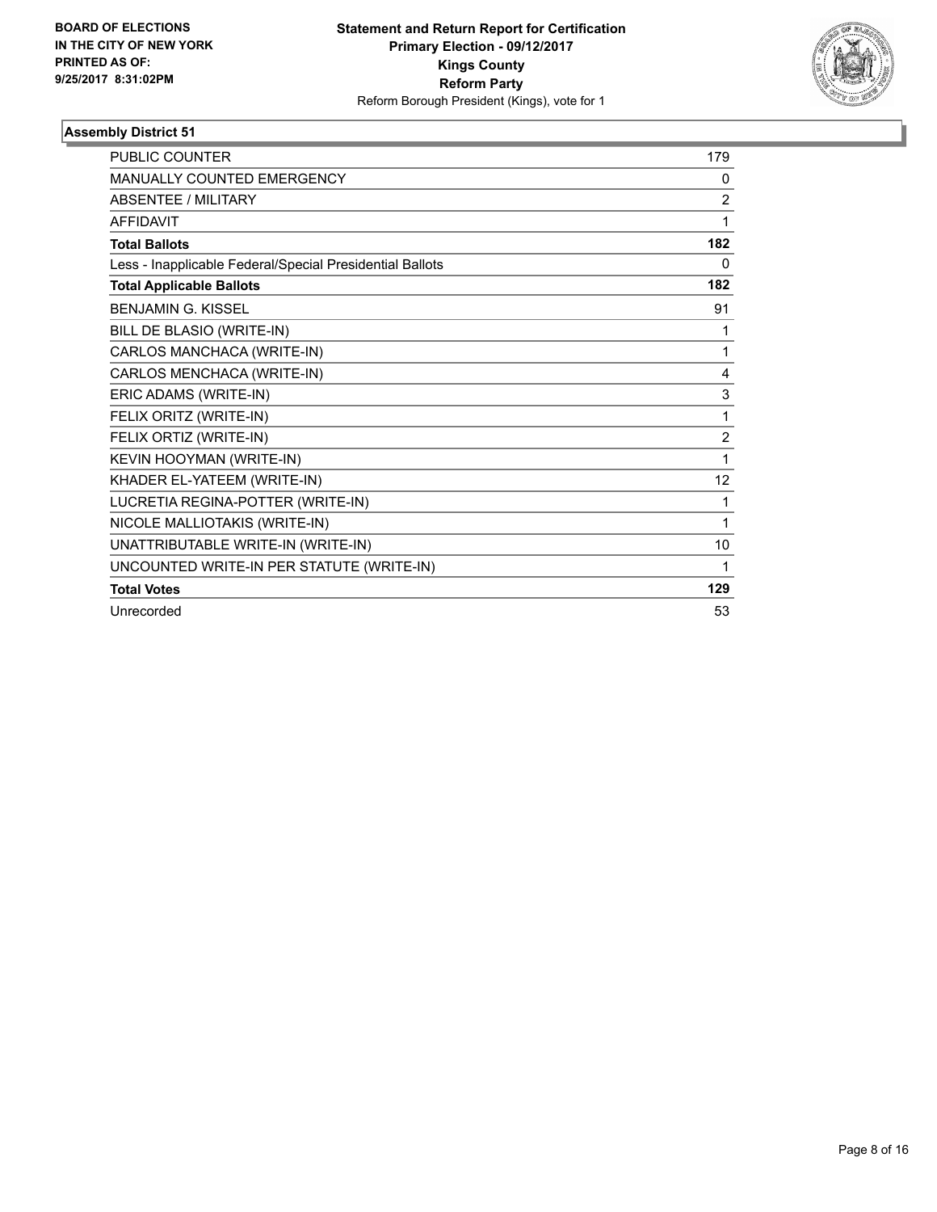**BOARD OF ELECTIONS IN THE CITY OF NEW YORK PRINTED AS OF: 9/25/2017 8:31:02PM**

**Statement and Return Report for Certification**
**Primary Election - 09/12/2017**
**Kings County**
**Reform Party**
Reform Borough President (Kings), vote for 1

### Assembly District 51

| | |
|---|---|
| PUBLIC COUNTER | 179 |
| MANUALLY COUNTED EMERGENCY | 0 |
| ABSENTEE / MILITARY | 2 |
| AFFIDAVIT | 1 |
| **Total Ballots** | **182** |
| Less - Inapplicable Federal/Special Presidential Ballots | 0 |
| **Total Applicable Ballots** | **182** |
| BENJAMIN G. KISSEL | 91 |
| BILL DE BLASIO (WRITE-IN) | 1 |
| CARLOS MANCHACA (WRITE-IN) | 1 |
| CARLOS MENCHACA (WRITE-IN) | 4 |
| ERIC ADAMS (WRITE-IN) | 3 |
| FELIX ORITZ (WRITE-IN) | 1 |
| FELIX ORTIZ (WRITE-IN) | 2 |
| KEVIN HOOYMAN (WRITE-IN) | 1 |
| KHADER EL-YATEEM (WRITE-IN) | 12 |
| LUCRETIA REGINA-POTTER (WRITE-IN) | 1 |
| NICOLE MALLIOTAKIS (WRITE-IN) | 1 |
| UNATTRIBUTABLE WRITE-IN (WRITE-IN) | 10 |
| UNCOUNTED WRITE-IN PER STATUTE (WRITE-IN) | 1 |
| **Total Votes** | **129** |
| Unrecorded | 53 |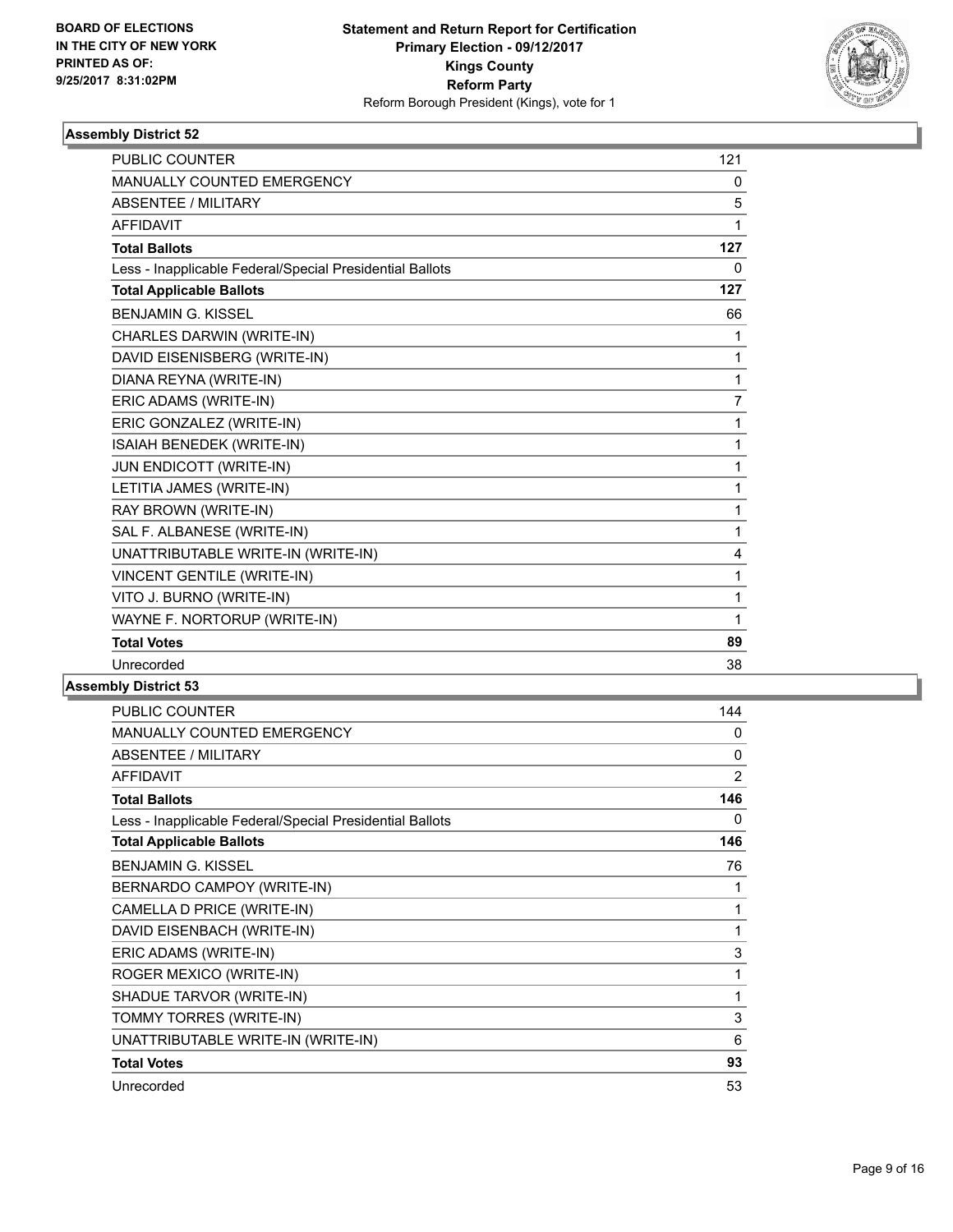**BOARD OF ELECTIONS IN THE CITY OF NEW YORK PRINTED AS OF: 9/25/2017 8:31:02PM**

**Statement and Return Report for Certification**
**Primary Election - 09/12/2017**
**Kings County**
**Reform Party**
Reform Borough President (Kings), vote for 1

### Assembly District 52

| | |
|---|---|
| PUBLIC COUNTER | 121 |
| MANUALLY COUNTED EMERGENCY | 0 |
| ABSENTEE / MILITARY | 5 |
| AFFIDAVIT | 1 |
| **Total Ballots** | **127** |
| Less - Inapplicable Federal/Special Presidential Ballots | 0 |
| **Total Applicable Ballots** | **127** |
| BENJAMIN G. KISSEL | 66 |
| CHARLES DARWIN (WRITE-IN) | 1 |
| DAVID EISENISBERG (WRITE-IN) | 1 |
| DIANA REYNA (WRITE-IN) | 1 |
| ERIC ADAMS (WRITE-IN) | 7 |
| ERIC GONZALEZ (WRITE-IN) | 1 |
| ISAIAH BENEDEK (WRITE-IN) | 1 |
| JUN ENDICOTT (WRITE-IN) | 1 |
| LETITIA JAMES (WRITE-IN) | 1 |
| RAY BROWN (WRITE-IN) | 1 |
| SAL F. ALBANESE (WRITE-IN) | 1 |
| UNATTRIBUTABLE WRITE-IN (WRITE-IN) | 4 |
| VINCENT GENTILE (WRITE-IN) | 1 |
| VITO J. BURNO (WRITE-IN) | 1 |
| WAYNE F. NORTORUP (WRITE-IN) | 1 |
| **Total Votes** | **89** |
| Unrecorded | 38 |

### Assembly District 53

| | |
|---|---|
| PUBLIC COUNTER | 144 |
| MANUALLY COUNTED EMERGENCY | 0 |
| ABSENTEE / MILITARY | 0 |
| AFFIDAVIT | 2 |
| **Total Ballots** | **146** |
| Less - Inapplicable Federal/Special Presidential Ballots | 0 |
| **Total Applicable Ballots** | **146** |
| BENJAMIN G. KISSEL | 76 |
| BERNARDO CAMPOY (WRITE-IN) | 1 |
| CAMELLA D PRICE (WRITE-IN) | 1 |
| DAVID EISENBACH (WRITE-IN) | 1 |
| ERIC ADAMS (WRITE-IN) | 3 |
| ROGER MEXICO (WRITE-IN) | 1 |
| SHADUE TARVOR (WRITE-IN) | 1 |
| TOMMY TORRES (WRITE-IN) | 3 |
| UNATTRIBUTABLE WRITE-IN (WRITE-IN) | 6 |
| **Total Votes** | **93** |
| Unrecorded | 53 |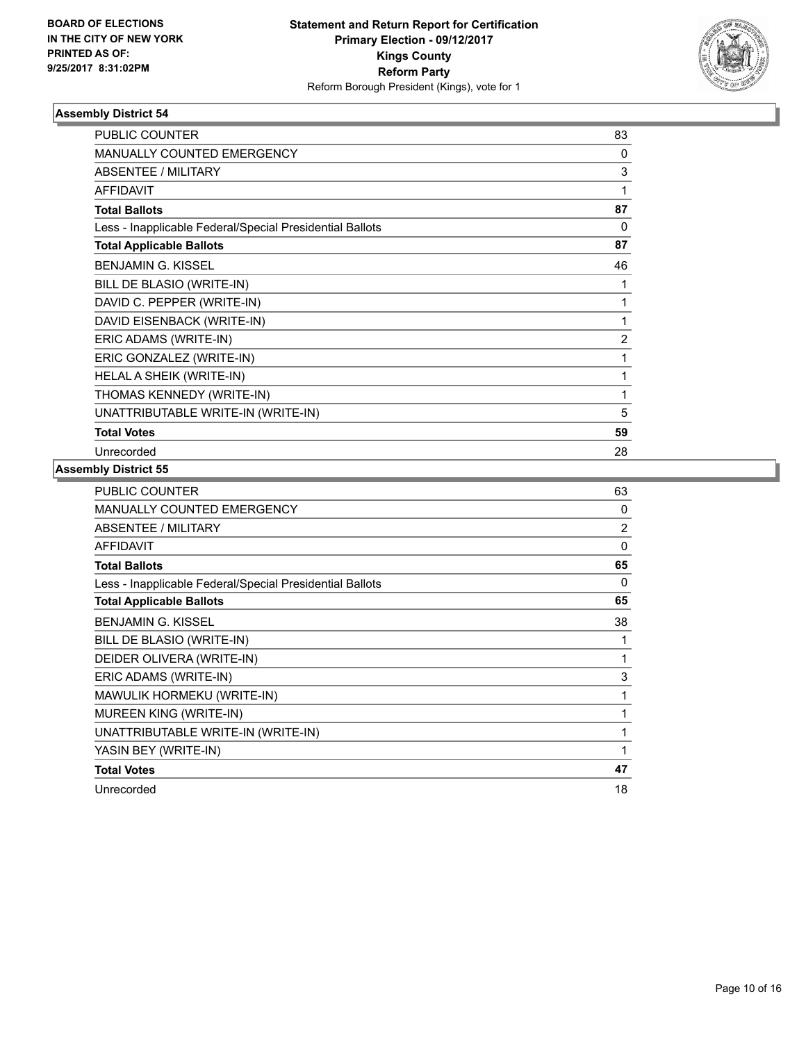BOARD OF ELECTIONS
IN THE CITY OF NEW YORK
PRINTED AS OF:
9/25/2017 8:31:02PM

**Statement and Return Report for Certification**
**Primary Election - 09/12/2017**
**Kings County**
**Reform Party**
Reform Borough President (Kings), vote for 1

### Assembly District 54

| | |
|---|---|
| PUBLIC COUNTER | 83 |
| MANUALLY COUNTED EMERGENCY | 0 |
| ABSENTEE / MILITARY | 3 |
| AFFIDAVIT | 1 |
| **Total Ballots** | **87** |
| Less - Inapplicable Federal/Special Presidential Ballots | 0 |
| **Total Applicable Ballots** | **87** |
| BENJAMIN G. KISSEL | 46 |
| BILL DE BLASIO (WRITE-IN) | 1 |
| DAVID C. PEPPER (WRITE-IN) | 1 |
| DAVID EISENBACK (WRITE-IN) | 1 |
| ERIC ADAMS (WRITE-IN) | 2 |
| ERIC GONZALEZ (WRITE-IN) | 1 |
| HELAL A SHEIK (WRITE-IN) | 1 |
| THOMAS KENNEDY (WRITE-IN) | 1 |
| UNATTRIBUTABLE WRITE-IN (WRITE-IN) | 5 |
| **Total Votes** | **59** |
| Unrecorded | 28 |

### Assembly District 55

| | |
|---|---|
| PUBLIC COUNTER | 63 |
| MANUALLY COUNTED EMERGENCY | 0 |
| ABSENTEE / MILITARY | 2 |
| AFFIDAVIT | 0 |
| **Total Ballots** | **65** |
| Less - Inapplicable Federal/Special Presidential Ballots | 0 |
| **Total Applicable Ballots** | **65** |
| BENJAMIN G. KISSEL | 38 |
| BILL DE BLASIO (WRITE-IN) | 1 |
| DEIDER OLIVERA (WRITE-IN) | 1 |
| ERIC ADAMS (WRITE-IN) | 3 |
| MAWULIK HORMEKU (WRITE-IN) | 1 |
| MUREEN KING (WRITE-IN) | 1 |
| UNATTRIBUTABLE WRITE-IN (WRITE-IN) | 1 |
| YASIN BEY (WRITE-IN) | 1 |
| **Total Votes** | **47** |
| Unrecorded | 18 |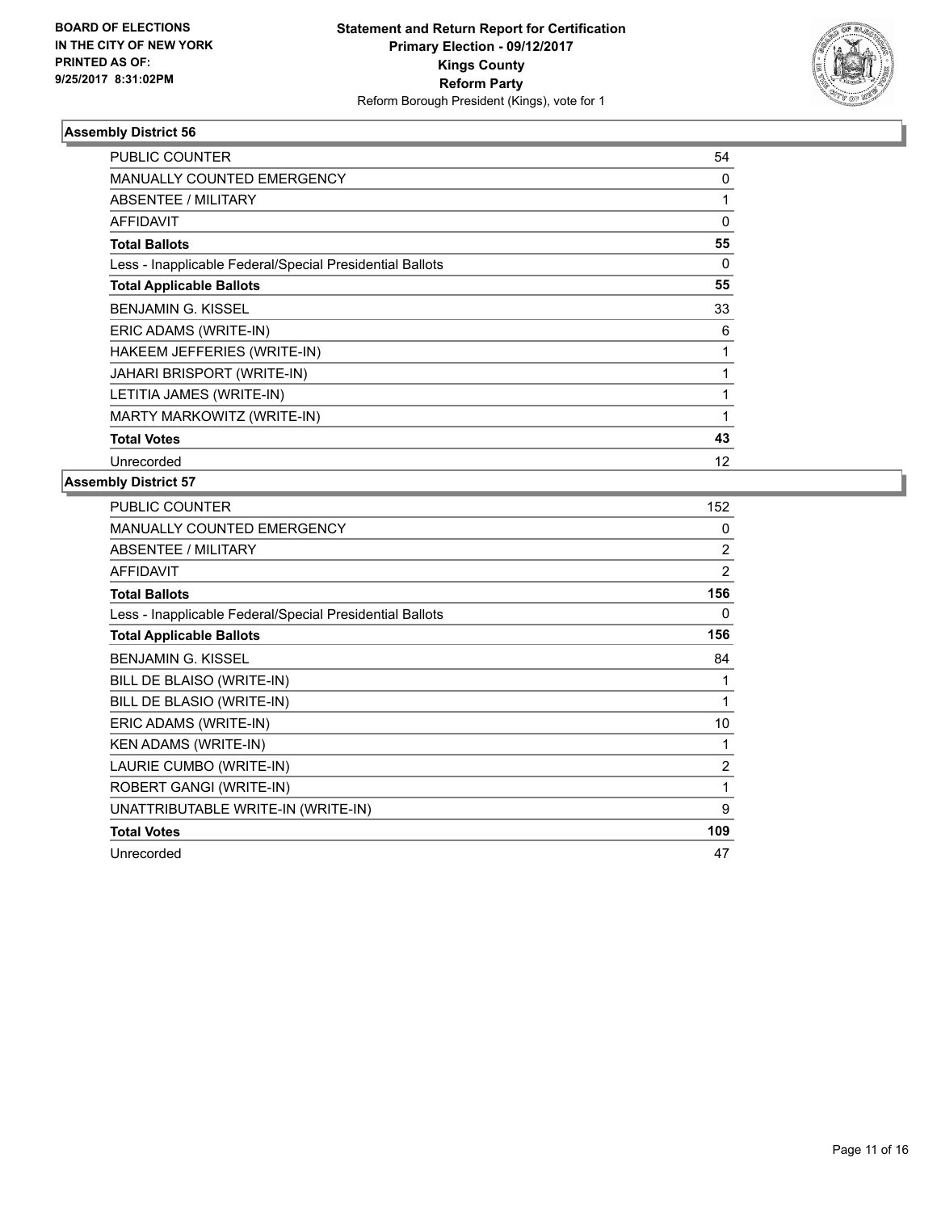BOARD OF ELECTIONS
IN THE CITY OF NEW YORK
PRINTED AS OF:
9/25/2017 8:31:02PM

**Statement and Return Report for Certification**
**Primary Election - 09/12/2017**
**Kings County**
**Reform Party**
Reform Borough President (Kings), vote for 1

### Assembly District 56

| | |
|---|---|
| PUBLIC COUNTER | 54 |
| MANUALLY COUNTED EMERGENCY | 0 |
| ABSENTEE / MILITARY | 1 |
| AFFIDAVIT | 0 |
| **Total Ballots** | **55** |
| Less - Inapplicable Federal/Special Presidential Ballots | 0 |
| **Total Applicable Ballots** | **55** |
| BENJAMIN G. KISSEL | 33 |
| ERIC ADAMS (WRITE-IN) | 6 |
| HAKEEM JEFFERIES (WRITE-IN) | 1 |
| JAHARI BRISPORT (WRITE-IN) | 1 |
| LETITIA JAMES (WRITE-IN) | 1 |
| MARTY MARKOWITZ (WRITE-IN) | 1 |
| **Total Votes** | **43** |
| Unrecorded | 12 |

### Assembly District 57

| | |
|---|---|
| PUBLIC COUNTER | 152 |
| MANUALLY COUNTED EMERGENCY | 0 |
| ABSENTEE / MILITARY | 2 |
| AFFIDAVIT | 2 |
| **Total Ballots** | **156** |
| Less - Inapplicable Federal/Special Presidential Ballots | 0 |
| **Total Applicable Ballots** | **156** |
| BENJAMIN G. KISSEL | 84 |
| BILL DE BLAISO (WRITE-IN) | 1 |
| BILL DE BLASIO (WRITE-IN) | 1 |
| ERIC ADAMS (WRITE-IN) | 10 |
| KEN ADAMS (WRITE-IN) | 1 |
| LAURIE CUMBO (WRITE-IN) | 2 |
| ROBERT GANGI (WRITE-IN) | 1 |
| UNATTRIBUTABLE WRITE-IN (WRITE-IN) | 9 |
| **Total Votes** | **109** |
| Unrecorded | 47 |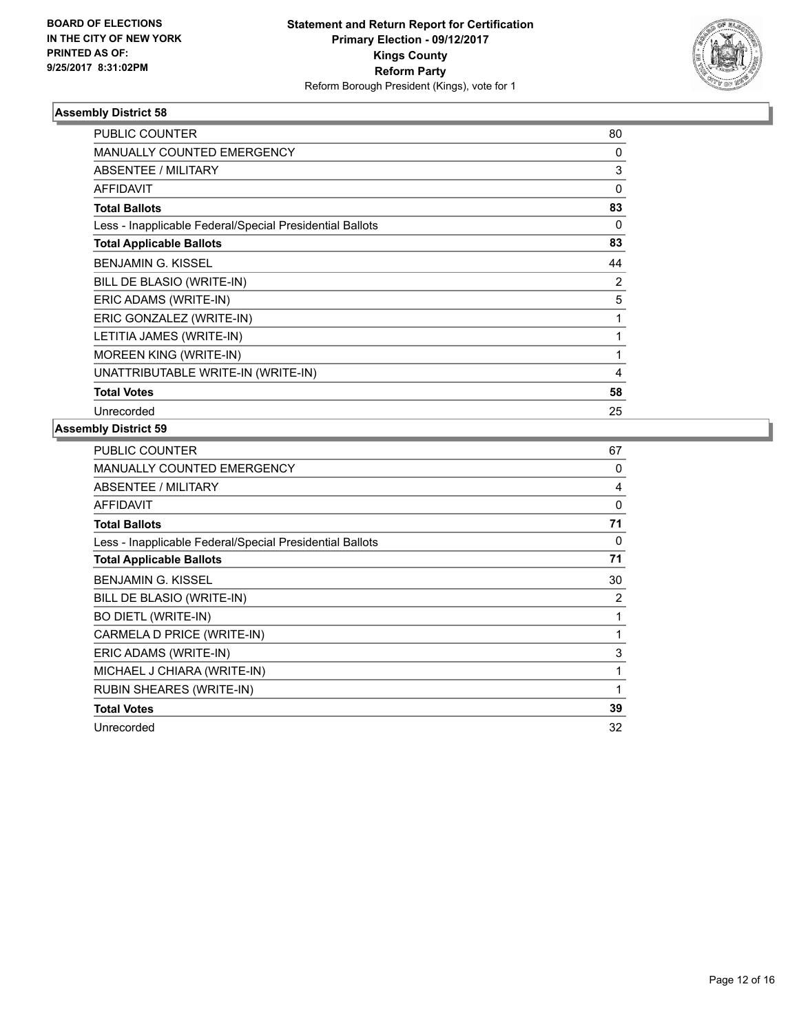**BOARD OF ELECTIONS IN THE CITY OF NEW YORK PRINTED AS OF: 9/25/2017 8:31:02PM**

**Statement and Return Report for Certification**
**Primary Election - 09/12/2017**
**Kings County**
**Reform Party**
Reform Borough President (Kings), vote for 1

### Assembly District 58

| | |
|---|---|
| PUBLIC COUNTER | 80 |
| MANUALLY COUNTED EMERGENCY | 0 |
| ABSENTEE / MILITARY | 3 |
| AFFIDAVIT | 0 |
| **Total Ballots** | **83** |
| Less - Inapplicable Federal/Special Presidential Ballots | 0 |
| **Total Applicable Ballots** | **83** |
| BENJAMIN G. KISSEL | 44 |
| BILL DE BLASIO (WRITE-IN) | 2 |
| ERIC ADAMS (WRITE-IN) | 5 |
| ERIC GONZALEZ (WRITE-IN) | 1 |
| LETITIA JAMES (WRITE-IN) | 1 |
| MOREEN KING (WRITE-IN) | 1 |
| UNATTRIBUTABLE WRITE-IN (WRITE-IN) | 4 |
| **Total Votes** | **58** |
| Unrecorded | 25 |

### Assembly District 59

| | |
|---|---|
| PUBLIC COUNTER | 67 |
| MANUALLY COUNTED EMERGENCY | 0 |
| ABSENTEE / MILITARY | 4 |
| AFFIDAVIT | 0 |
| **Total Ballots** | **71** |
| Less - Inapplicable Federal/Special Presidential Ballots | 0 |
| **Total Applicable Ballots** | **71** |
| BENJAMIN G. KISSEL | 30 |
| BILL DE BLASIO (WRITE-IN) | 2 |
| BO DIETL (WRITE-IN) | 1 |
| CARMELA D PRICE (WRITE-IN) | 1 |
| ERIC ADAMS (WRITE-IN) | 3 |
| MICHAEL J CHIARA (WRITE-IN) | 1 |
| RUBIN SHEARES (WRITE-IN) | 1 |
| **Total Votes** | **39** |
| Unrecorded | 32 |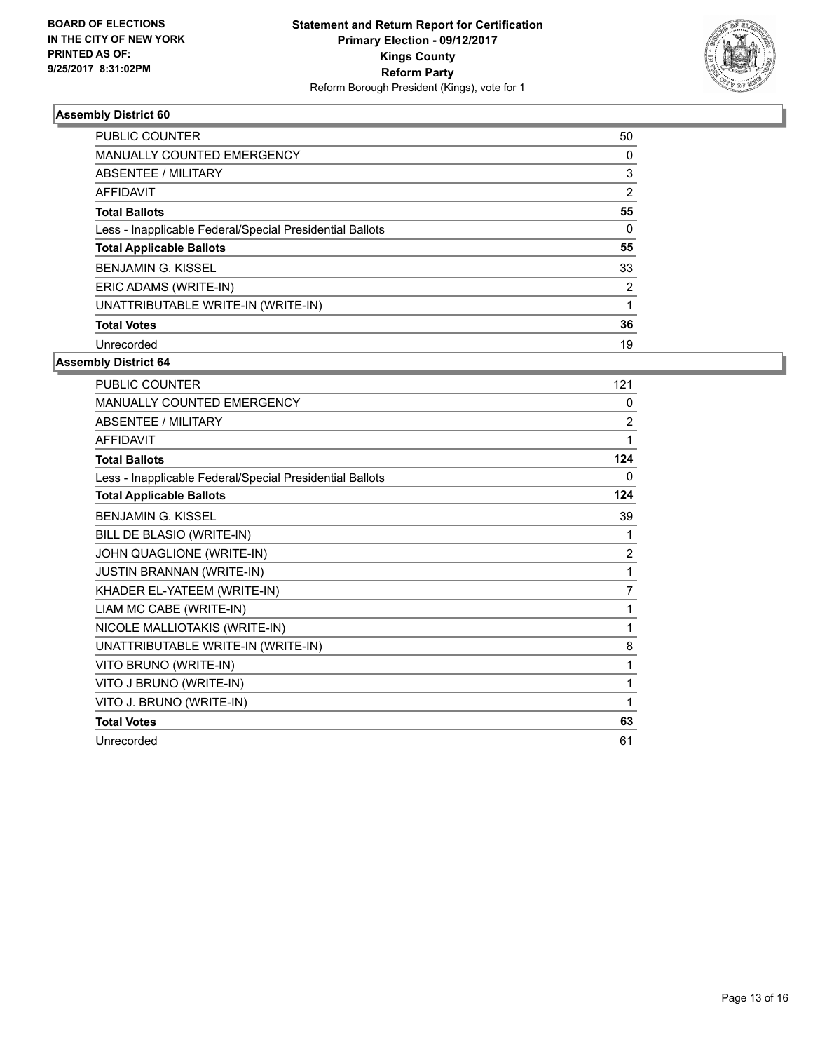BOARD OF ELECTIONS
IN THE CITY OF NEW YORK
PRINTED AS OF:
9/25/2017 8:31:02PM

**Statement and Return Report for Certification**
**Primary Election - 09/12/2017**
**Kings County**
**Reform Party**
Reform Borough President (Kings), vote for 1

### Assembly District 60

| | |
|---|---|
| PUBLIC COUNTER | 50 |
| MANUALLY COUNTED EMERGENCY | 0 |
| ABSENTEE / MILITARY | 3 |
| AFFIDAVIT | 2 |
| **Total Ballots** | **55** |
| Less - Inapplicable Federal/Special Presidential Ballots | 0 |
| **Total Applicable Ballots** | **55** |
| BENJAMIN G. KISSEL | 33 |
| ERIC ADAMS (WRITE-IN) | 2 |
| UNATTRIBUTABLE WRITE-IN (WRITE-IN) | 1 |
| **Total Votes** | **36** |
| Unrecorded | 19 |

### Assembly District 64

| | |
|---|---|
| PUBLIC COUNTER | 121 |
| MANUALLY COUNTED EMERGENCY | 0 |
| ABSENTEE / MILITARY | 2 |
| AFFIDAVIT | 1 |
| **Total Ballots** | **124** |
| Less - Inapplicable Federal/Special Presidential Ballots | 0 |
| **Total Applicable Ballots** | **124** |
| BENJAMIN G. KISSEL | 39 |
| BILL DE BLASIO (WRITE-IN) | 1 |
| JOHN QUAGLIONE (WRITE-IN) | 2 |
| JUSTIN BRANNAN (WRITE-IN) | 1 |
| KHADER EL-YATEEM (WRITE-IN) | 7 |
| LIAM MC CABE (WRITE-IN) | 1 |
| NICOLE MALLIOTAKIS (WRITE-IN) | 1 |
| UNATTRIBUTABLE WRITE-IN (WRITE-IN) | 8 |
| VITO BRUNO (WRITE-IN) | 1 |
| VITO J BRUNO (WRITE-IN) | 1 |
| VITO J. BRUNO (WRITE-IN) | 1 |
| **Total Votes** | **63** |
| Unrecorded | 61 |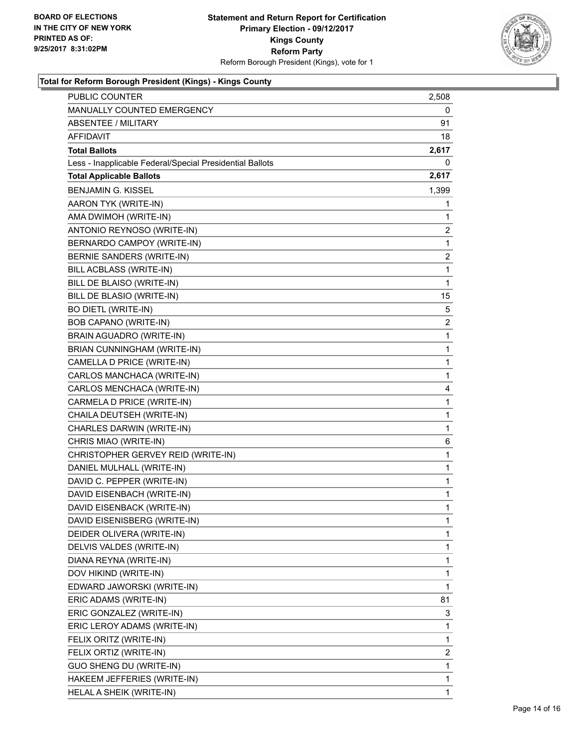BOARD OF ELECTIONS
IN THE CITY OF NEW YORK
PRINTED AS OF:
9/25/2017 8:31:02PM

**Statement and Return Report for Certification**
**Primary Election - 09/12/2017**
**Kings County**
**Reform Party**
Reform Borough President (Kings), vote for 1

### Total for Reform Borough President (Kings) - Kings County

| | |
|---|---|
| PUBLIC COUNTER | 2,508 |
| MANUALLY COUNTED EMERGENCY | 0 |
| ABSENTEE / MILITARY | 91 |
| AFFIDAVIT | 18 |
| **Total Ballots** | **2,617** |
| Less - Inapplicable Federal/Special Presidential Ballots | 0 |
| **Total Applicable Ballots** | **2,617** |
| BENJAMIN G. KISSEL | 1,399 |
| AARON TYK (WRITE-IN) | 1 |
| AMA DWIMOH (WRITE-IN) | 1 |
| ANTONIO REYNOSO (WRITE-IN) | 2 |
| BERNARDO CAMPOY (WRITE-IN) | 1 |
| BERNIE SANDERS (WRITE-IN) | 2 |
| BILL ACBLASS (WRITE-IN) | 1 |
| BILL DE BLAISO (WRITE-IN) | 1 |
| BILL DE BLASIO (WRITE-IN) | 15 |
| BO DIETL (WRITE-IN) | 5 |
| BOB CAPANO (WRITE-IN) | 2 |
| BRAIN AGUADRO (WRITE-IN) | 1 |
| BRIAN CUNNINGHAM (WRITE-IN) | 1 |
| CAMELLA D PRICE (WRITE-IN) | 1 |
| CARLOS MANCHACA (WRITE-IN) | 1 |
| CARLOS MENCHACA (WRITE-IN) | 4 |
| CARMELA D PRICE (WRITE-IN) | 1 |
| CHAILA DEUTSEH (WRITE-IN) | 1 |
| CHARLES DARWIN (WRITE-IN) | 1 |
| CHRIS MIAO (WRITE-IN) | 6 |
| CHRISTOPHER GERVEY REID (WRITE-IN) | 1 |
| DANIEL MULHALL (WRITE-IN) | 1 |
| DAVID C. PEPPER (WRITE-IN) | 1 |
| DAVID EISENBACH (WRITE-IN) | 1 |
| DAVID EISENBACK (WRITE-IN) | 1 |
| DAVID EISENISBERG (WRITE-IN) | 1 |
| DEIDER OLIVERA (WRITE-IN) | 1 |
| DELVIS VALDES (WRITE-IN) | 1 |
| DIANA REYNA (WRITE-IN) | 1 |
| DOV HIKIND (WRITE-IN) | 1 |
| EDWARD JAWORSKI (WRITE-IN) | 1 |
| ERIC ADAMS (WRITE-IN) | 81 |
| ERIC GONZALEZ (WRITE-IN) | 3 |
| ERIC LEROY ADAMS (WRITE-IN) | 1 |
| FELIX ORITZ (WRITE-IN) | 1 |
| FELIX ORTIZ (WRITE-IN) | 2 |
| GUO SHENG DU (WRITE-IN) | 1 |
| HAKEEM JEFFERIES (WRITE-IN) | 1 |
| HELAL A SHEIK (WRITE-IN) | 1 |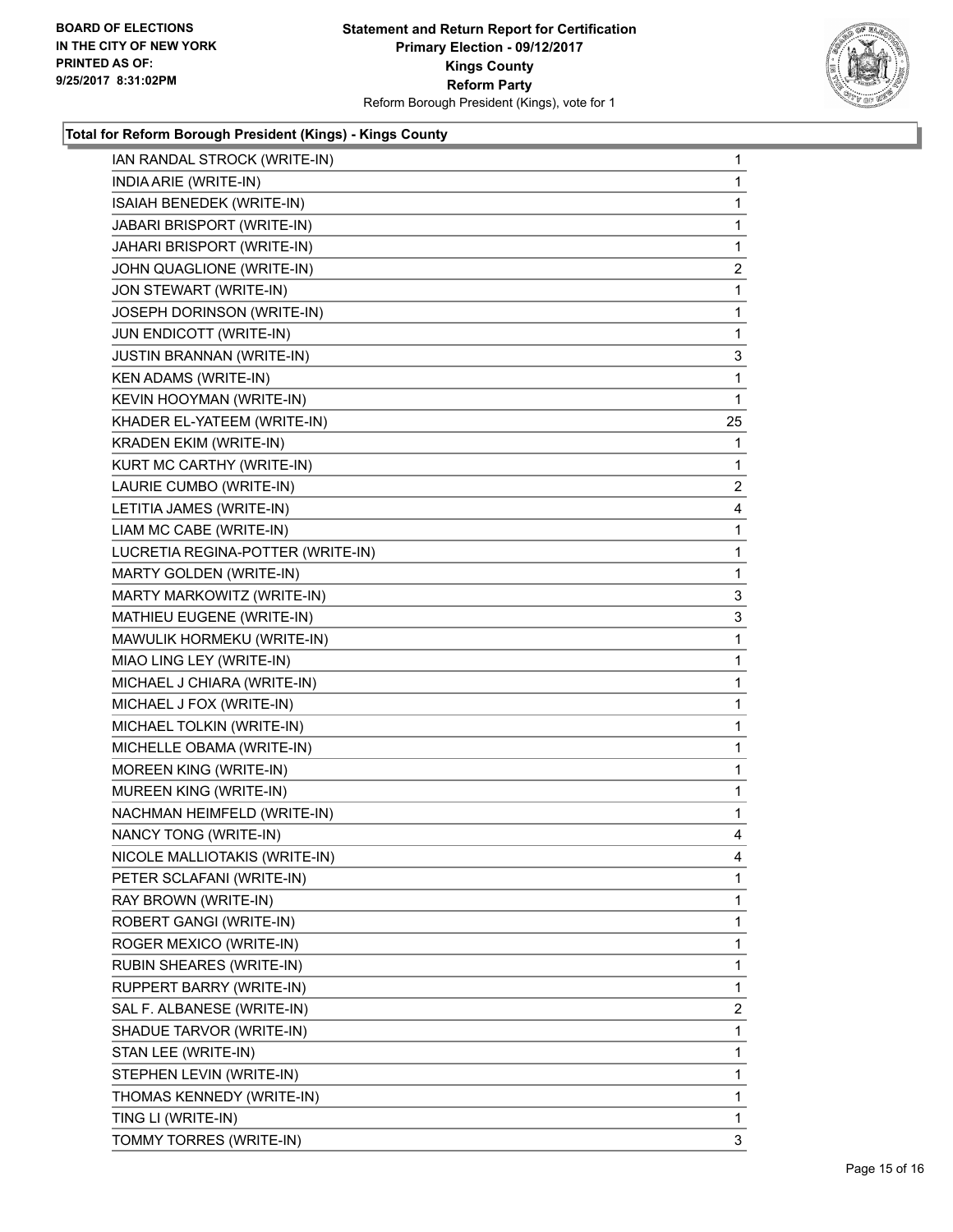**Total for Reform Borough President (Kings) - Kings County**

| | |
|---|---|
| IAN RANDAL STROCK (WRITE-IN) | 1 |
| INDIA ARIE (WRITE-IN) | 1 |
| ISAIAH BENEDEK (WRITE-IN) | 1 |
| JABARI BRISPORT (WRITE-IN) | 1 |
| JAHARI BRISPORT (WRITE-IN) | 1 |
| JOHN QUAGLIONE (WRITE-IN) | 2 |
| JON STEWART (WRITE-IN) | 1 |
| JOSEPH DORINSON (WRITE-IN) | 1 |
| JUN ENDICOTT (WRITE-IN) | 1 |
| JUSTIN BRANNAN (WRITE-IN) | 3 |
| KEN ADAMS (WRITE-IN) | 1 |
| KEVIN HOOYMAN (WRITE-IN) | 1 |
| KHADER EL-YATEEM (WRITE-IN) | 25 |
| KRADEN EKIM (WRITE-IN) | 1 |
| KURT MC CARTHY (WRITE-IN) | 1 |
| LAURIE CUMBO (WRITE-IN) | 2 |
| LETITIA JAMES (WRITE-IN) | 4 |
| LIAM MC CABE (WRITE-IN) | 1 |
| LUCRETIA REGINA-POTTER (WRITE-IN) | 1 |
| MARTY GOLDEN (WRITE-IN) | 1 |
| MARTY MARKOWITZ (WRITE-IN) | 3 |
| MATHIEU EUGENE (WRITE-IN) | 3 |
| MAWULIK HORMEKU (WRITE-IN) | 1 |
| MIAO LING LEY (WRITE-IN) | 1 |
| MICHAEL J CHIARA (WRITE-IN) | 1 |
| MICHAEL J FOX (WRITE-IN) | 1 |
| MICHAEL TOLKIN (WRITE-IN) | 1 |
| MICHELLE OBAMA (WRITE-IN) | 1 |
| MOREEN KING (WRITE-IN) | 1 |
| MUREEN KING (WRITE-IN) | 1 |
| NACHMAN HEIMFELD (WRITE-IN) | 1 |
| NANCY TONG (WRITE-IN) | 4 |
| NICOLE MALLIOTAKIS (WRITE-IN) | 4 |
| PETER SCLAFANI (WRITE-IN) | 1 |
| RAY BROWN (WRITE-IN) | 1 |
| ROBERT GANGI (WRITE-IN) | 1 |
| ROGER MEXICO (WRITE-IN) | 1 |
| RUBIN SHEARES (WRITE-IN) | 1 |
| RUPPERT BARRY (WRITE-IN) | 1 |
| SAL F. ALBANESE (WRITE-IN) | 2 |
| SHADUE TARVOR (WRITE-IN) | 1 |
| STAN LEE (WRITE-IN) | 1 |
| STEPHEN LEVIN (WRITE-IN) | 1 |
| THOMAS KENNEDY (WRITE-IN) | 1 |
| TING LI (WRITE-IN) | 1 |
| TOMMY TORRES (WRITE-IN) | 3 |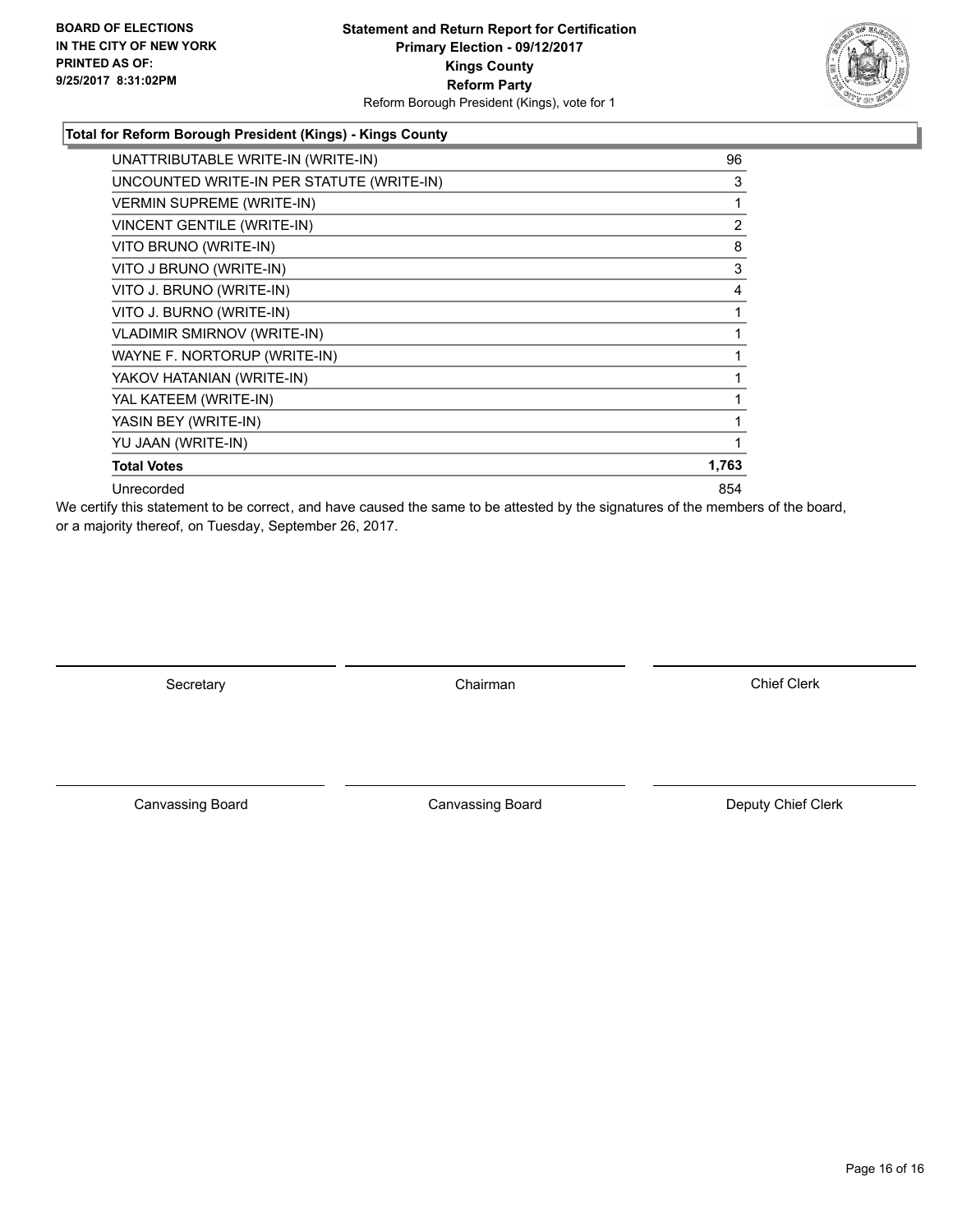**BOARD OF ELECTIONS**
**IN THE CITY OF NEW YORK**
**PRINTED AS OF:**
**9/25/2017 8:31:02PM**

**Statement and Return Report for Certification**
**Primary Election - 09/12/2017**
**Kings County**
**Reform Party**
Reform Borough President (Kings), vote for 1

**Total for Reform Borough President (Kings) - Kings County**

| | |
|---|---|
| UNATTRIBUTABLE WRITE-IN (WRITE-IN) | 96 |
| UNCOUNTED WRITE-IN PER STATUTE (WRITE-IN) | 3 |
| VERMIN SUPREME (WRITE-IN) | 1 |
| VINCENT GENTILE (WRITE-IN) | 2 |
| VITO BRUNO (WRITE-IN) | 8 |
| VITO J BRUNO (WRITE-IN) | 3 |
| VITO J. BRUNO (WRITE-IN) | 4 |
| VITO J. BURNO (WRITE-IN) | 1 |
| VLADIMIR SMIRNOV (WRITE-IN) | 1 |
| WAYNE F. NORTORUP (WRITE-IN) | 1 |
| YAKOV HATANIAN (WRITE-IN) | 1 |
| YAL KATEEM (WRITE-IN) | 1 |
| YASIN BEY (WRITE-IN) | 1 |
| YU JAAN (WRITE-IN) | 1 |
| **Total Votes** | **1,763** |
| Unrecorded | 854 |

We certify this statement to be correct, and have caused the same to be attested by the signatures of the members of the board, or a majority thereof, on Tuesday, September 26, 2017.

Secretary

Chairman

Chief Clerk

Canvassing Board

Canvassing Board

Deputy Chief Clerk